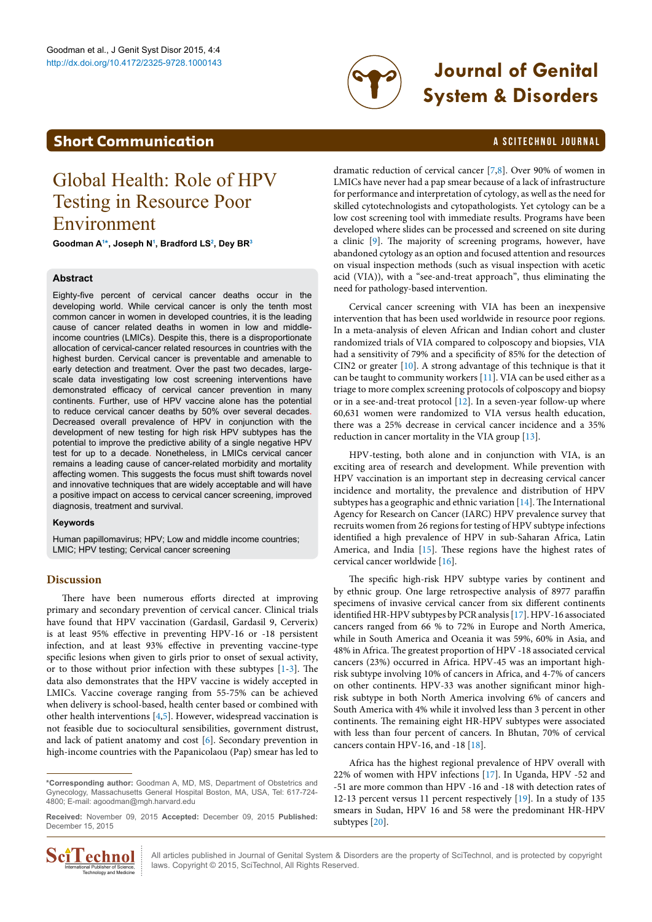## Short Communication

# Global Health: Role of HPV Testing in Resource Poor Environment

**Goodman A[1*], Joseph N[1], Bradford LS[2], Dey BR[3]**

### Abstract

Eighty-five percent of cervical cancer deaths occur in the developing world. While cervical cancer is only the tenth most common cancer in women in developed countries, it is the leading cause of cancer related deaths in women in low and middle-income countries (LMICs). Despite this, there is a disproportionate allocation of cervical-cancer related resources in countries with the highest burden. Cervical cancer is preventable and amenable to early detection and treatment. Over the past two decades, large-scale data investigating low cost screening interventions have demonstrated efficacy of cervical cancer prevention in many continents. Further, use of HPV vaccine alone has the potential to reduce cervical cancer deaths by 50% over several decades. Decreased overall prevalence of HPV in conjunction with the development of new testing for high risk HPV subtypes has the potential to improve the predictive ability of a single negative HPV test for up to a decade. Nonetheless, in LMICs cervical cancer remains a leading cause of cancer-related morbidity and mortality affecting women. This suggests the focus must shift towards novel and innovative techniques that are widely acceptable and will have a positive impact on access to cervical cancer screening, improved diagnosis, treatment and survival.

### Keywords

Human papillomavirus; HPV; Low and middle income countries; LMIC; HPV testing; Cervical cancer screening

## Discussion

There have been numerous efforts directed at improving primary and secondary prevention of cervical cancer. Clinical trials have found that HPV vaccination (Gardasil, Gardasil 9, Cerverix) is at least 95% effective in preventing HPV-16 or -18 persistent infection, and at least 93% effective in preventing vaccine-type specific lesions when given to girls prior to onset of sexual activity, or to those without prior infection with these subtypes [1-3]. The data also demonstrates that the HPV vaccine is widely accepted in LMICs. Vaccine coverage ranging from 55-75% can be achieved when delivery is school-based, health center based or combined with other health interventions [4,5]. However, widespread vaccination is not feasible due to sociocultural sensibilities, government distrust, and lack of patient anatomy and cost [6]. Secondary prevention in high-income countries with the Papanicolaou (Pap) smear has led to dramatic reduction of cervical cancer [7,8]. Over 90% of women in LMICs have never had a pap smear because of a lack of infrastructure for performance and interpretation of cytology, as well as the need for skilled cytotechnologists and cytopathologists. Yet cytology can be a low cost screening tool with immediate results. Programs have been developed where slides can be processed and screened on site during a clinic [9]. The majority of screening programs, however, have abandoned cytology as an option and focused attention and resources on visual inspection methods (such as visual inspection with acetic acid (VIA)), with a "see-and-treat approach", thus eliminating the need for pathology-based intervention.

Cervical cancer screening with VIA has been an inexpensive intervention that has been used worldwide in resource poor regions. In a meta-analysis of eleven African and Indian cohort and cluster randomized trials of VIA compared to colposcopy and biopsies, VIA had a sensitivity of 79% and a specificity of 85% for the detection of CIN2 or greater [10]. A strong advantage of this technique is that it can be taught to community workers [11]. VIA can be used either as a triage to more complex screening protocols of colposcopy and biopsy or in a see-and-treat protocol [12]. In a seven-year follow-up where 60,631 women were randomized to VIA versus health education, there was a 25% decrease in cervical cancer incidence and a 35% reduction in cancer mortality in the VIA group [13].

HPV-testing, both alone and in conjunction with VIA, is an exciting area of research and development. While prevention with HPV vaccination is an important step in decreasing cervical cancer incidence and mortality, the prevalence and distribution of HPV subtypes has a geographic and ethnic variation [14]. The International Agency for Research on Cancer (IARC) HPV prevalence survey that recruits women from 26 regions for testing of HPV subtype infections identified a high prevalence of HPV in sub-Saharan Africa, Latin America, and India [15]. These regions have the highest rates of cervical cancer worldwide [16].

The specific high-risk HPV subtype varies by continent and by ethnic group. One large retrospective analysis of 8977 paraffin specimens of invasive cervical cancer from six different continents identified HR-HPV subtypes by PCR analysis [17]. HPV-16 associated cancers ranged from 66 % to 72% in Europe and North America, while in South America and Oceania it was 59%, 60% in Asia, and 48% in Africa. The greatest proportion of HPV -18 associated cervical cancers (23%) occurred in Africa. HPV-45 was an important high-risk subtype involving 10% of cancers in Africa, and 4-7% of cancers on other continents. HPV-33 was another significant minor high-risk subtype in both North America involving 6% of cancers and South America with 4% while it involved less than 3 percent in other continents. The remaining eight HR-HPV subtypes were associated with less than four percent of cancers. In Bhutan, 70% of cervical cancers contain HPV-16, and -18 [18].

Africa has the highest regional prevalence of HPV overall with 22% of women with HPV infections [17]. In Uganda, HPV -52 and -51 are more common than HPV -16 and -18 with detection rates of 12-13 percent versus 11 percent respectively [19]. In a study of 135 smears in Sudan, HPV 16 and 58 were the predominant HR-HPV subtypes [20].

---

***Corresponding author:** Goodman A, MD, MS, Department of Obstetrics and Gynecology, Massachusetts General Hospital Boston, MA, USA, Tel: 617-724-4800; E-mail: agoodman@mgh.harvard.edu

**Received:** November 09, 2015 **Accepted:** December 09, 2015 **Published:** December 15, 2015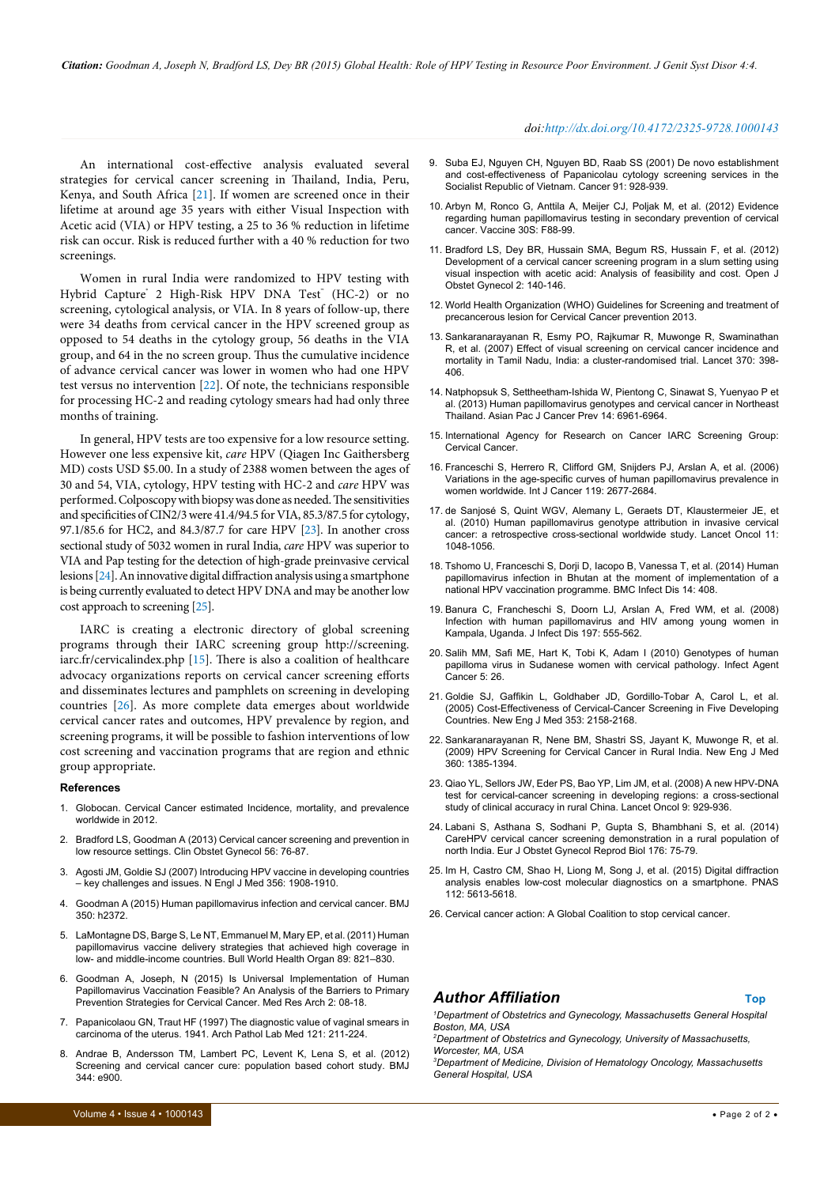An international cost-effective analysis evaluated several strategies for cervical cancer screening in Thailand, India, Peru, Kenya, and South Africa [21]. If women are screened once in their lifetime at around age 35 years with either Visual Inspection with Acetic acid (VIA) or HPV testing, a 25 to 36 % reduction in lifetime risk can occur. Risk is reduced further with a 40 % reduction for two screenings.

Women in rural India were randomized to HPV testing with Hybrid Capture® 2 High-Risk HPV DNA Test™ (HC-2) or no screening, cytological analysis, or VIA. In 8 years of follow-up, there were 34 deaths from cervical cancer in the HPV screened group as opposed to 54 deaths in the cytology group, 56 deaths in the VIA group, and 64 in the no screen group. Thus the cumulative incidence of advance cervical cancer was lower in women who had one HPV test versus no intervention [22]. Of note, the technicians responsible for processing HC-2 and reading cytology smears had had only three months of training.

In general, HPV tests are too expensive for a low resource setting. However one less expensive kit, *care* HPV (Qiagen Inc Gaithersberg MD) costs USD $5.00. In a study of 2388 women between the ages of 30 and 54, VIA, cytology, HPV testing with HC-2 and *care* HPV was performed. Colposcopy with biopsy was done as needed. The sensitivities and specificities of CIN2/3 were 41.4/94.5 for VIA, 85.3/87.5 for cytology, 97.1/85.6 for HC2, and 84.3/87.7 for care HPV [23]. In another cross sectional study of 5032 women in rural India, *care* HPV was superior to VIA and Pap testing for the detection of high-grade preinvasive cervical lesions [24]. An innovative digital diffraction analysis using a smartphone is being currently evaluated to detect HPV DNA and may be another low cost approach to screening [25].

IARC is creating a electronic directory of global screening programs through their IARC screening group http://screening.iarc.fr/cervicalindex.php [15]. There is also a coalition of healthcare advocacy organizations reports on cervical cancer screening efforts and disseminates lectures and pamphlets on screening in developing countries [26]. As more complete data emerges about worldwide cervical cancer rates and outcomes, HPV prevalence by region, and screening programs, it will be possible to fashion interventions of low cost screening and vaccination programs that are region and ethnic group appropriate.

## References

1. Globocan. Cervical Cancer estimated Incidence, mortality, and prevalence worldwide in 2012.
2. Bradford LS, Goodman A (2013) Cervical cancer screening and prevention in low resource settings. Clin Obstet Gynecol 56: 76-87.
3. Agosti JM, Goldie SJ (2007) Introducing HPV vaccine in developing countries – key challenges and issues. N Engl J Med 356: 1908-1910.
4. Goodman A (2015) Human papillomavirus infection and cervical cancer. BMJ 350: h2372.
5. LaMontagne DS, Barge S, Le NT, Emmanuel M, Mary EP, et al. (2011) Human papillomavirus vaccine delivery strategies that achieved high coverage in low- and middle-income countries. Bull World Health Organ 89: 821–830.
6. Goodman A, Joseph, N (2015) Is Universal Implementation of Human Papillomavirus Vaccination Feasible? An Analysis of the Barriers to Primary Prevention Strategies for Cervical Cancer. Med Res Arch 2: 08-18.
7. Papanicolaou GN, Traut HF (1997) The diagnostic value of vaginal smears in carcinoma of the uterus. 1941. Arch Pathol Lab Med 121: 211-224.
8. Andrae B, Andersson TM, Lambert PC, Levent K, Lena S, et al. (2012) Screening and cervical cancer cure: population based cohort study. BMJ 344: e900.
9. Suba EJ, Nguyen CH, Nguyen BD, Raab SS (2001) De novo establishment and cost-effectiveness of Papanicolau cytology screening services in the Socialist Republic of Vietnam. Cancer 91: 928-939.
10. Arbyn M, Ronco G, Anttila A, Meijer CJ, Poljak M, et al. (2012) Evidence regarding human papillomavirus testing in secondary prevention of cervical cancer. Vaccine 30S: F88-99.
11. Bradford LS, Dey BR, Hussain SMA, Begum RS, Hussain F, et al. (2012) Development of a cervical cancer screening program in a slum setting using visual inspection with acetic acid: Analysis of feasibility and cost. Open J Obstet Gynecol 2: 140-146.
12. World Health Organization (WHO) Guidelines for Screening and treatment of precancerous lesion for Cervical Cancer prevention 2013.
13. Sankaranarayanan R, Esmy PO, Rajkumar R, Muwonge R, Swaminathan R, et al. (2007) Effect of visual screening on cervical cancer incidence and mortality in Tamil Nadu, India: a cluster-randomised trial. Lancet 370: 398-406.
14. Natphopsuk S, Settheetham-Ishida W, Pientong C, Sinawat S, Yuenyao P et al. (2013) Human papillomavirus genotypes and cervical cancer in Northeast Thailand. Asian Pac J Cancer Prev 14: 6961-6964.
15. International Agency for Research on Cancer IARC Screening Group: Cervical Cancer.
16. Franceschi S, Herrero R, Clifford GM, Snijders PJ, Arslan A, et al. (2006) Variations in the age-specific curves of human papillomavirus prevalence in women worldwide. Int J Cancer 119: 2677-2684.
17. de Sanjosé S, Quint WGV, Alemany L, Geraets DT, Klaustermeier JE, et al. (2010) Human papillomavirus genotype attribution in invasive cervical cancer: a retrospective cross-sectional worldwide study. Lancet Oncol 11: 1048-1056.
18. Tshomo U, Franceschi S, Dorji D, Iacopo B, Vanessa T, et al. (2014) Human papillomavirus infection in Bhutan at the moment of implementation of a national HPV vaccination programme. BMC Infect Dis 14: 408.
19. Banura C, Franceschi S, Doorn LJ, Arslan A, Fred WM, et al. (2008) Infection with human papillomavirus and HIV among young women in Kampala, Uganda. J Infect Dis 197: 555-562.
20. Salih MM, Safi ME, Hart K, Tobi K, Adam I (2010) Genotypes of human papilloma virus in Sudanese women with cervical pathology. Infect Agent Cancer 5: 26.
21. Goldie SJ, Gaffikin L, Goldhaber JD, Gordillo-Tobar A, Carol L, et al. (2005) Cost-Effectiveness of Cervical-Cancer Screening in Five Developing Countries. New Eng J Med 353: 2158-2168.
22. Sankaranarayanan R, Nene BM, Shastri SS, Jayant K, Muwonge R, et al. (2009) HPV Screening for Cervical Cancer in Rural India. New Eng J Med 360: 1385-1394.
23. Qiao YL, Sellors JW, Eder PS, Bao YP, Lim JM, et al. (2008) A new HPV-DNA test for cervical-cancer screening in developing regions: a cross-sectional study of clinical accuracy in rural China. Lancet Oncol 9: 929-936.
24. Labani S, Asthana S, Sodhani P, Gupta S, Bhambhani S, et al. (2014) CareHPV cervical cancer screening demonstration in a rural population of north India. Eur J Obstet Gynecol Reprod Biol 176: 75-79.
25. Im H, Castro CM, Shao H, Liong M, Song J, et al. (2015) Digital diffraction analysis enables low-cost molecular diagnostics on a smartphone. PNAS 112: 5613-5618.
26. Cervical cancer action: A Global Coalition to stop cervical cancer.

## Author Affiliation

[1] Department of Obstetrics and Gynecology, Massachusetts General Hospital Boston, MA, USA
[2] Department of Obstetrics and Gynecology, University of Massachusetts, Worcester, MA, USA
[3] Department of Medicine, Division of Hematology Oncology, Massachusetts General Hospital, USA